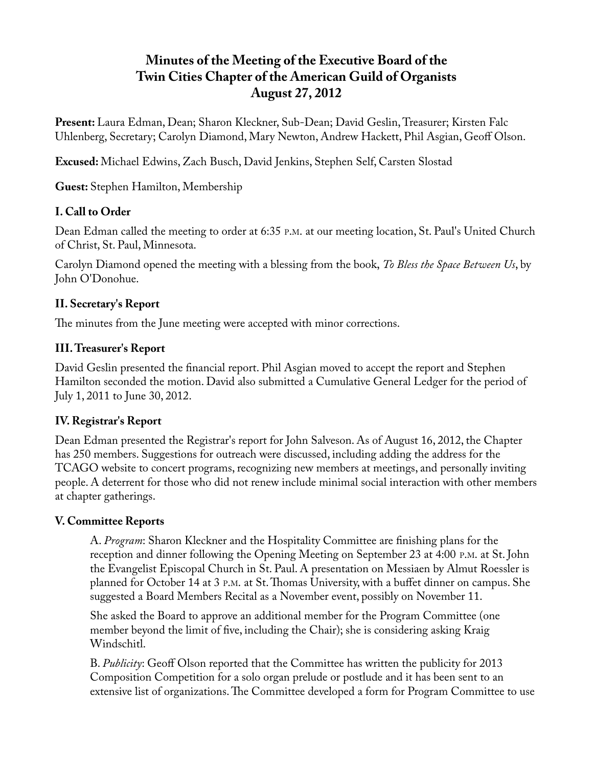# Minutes of the Meeting of the Executive Board of the Twin Cities Chapter of the American Guild of Organists August 27, 2012

**Present:** Laura Edman, Dean; Sharon Kleckner, Sub-Dean; David Geslin, Treasurer; Kirsten Falc Uhlenberg, Secretary; Carolyn Diamond, Mary Newton, Andrew Hackett, Phil Asgian, Geoff Olson.

**Excused:** Michael Edwins, Zach Busch, David Jenkins, Stephen Self, Carsten Slostad

**Guest:** Stephen Hamilton, Membership

### I. Call to Order

Dean Edman called the meeting to order at 6:35 P.M. at our meeting location, St. Paul's United Church of Christ, St. Paul, Minnesota.

Carolyn Diamond opened the meeting with a blessing from the book, *To Bless the Space Between Us*, by John O'Donohue.

### II. Secretary's Report

The minutes from the June meeting were accepted with minor corrections.

### III. Treasurer's Report

David Geslin presented the financial report. Phil Asgian moved to accept the report and Stephen Hamilton seconded the motion. David also submitted a Cumulative General Ledger for the period of July 1, 2011 to June 30, 2012.

### IV. Registrar's Report

Dean Edman presented the Registrar's report for John Salveson. As of August 16, 2012, the Chapter has 250 members. Suggestions for outreach were discussed, including adding the address for the TCAGO website to concert programs, recognizing new members at meetings, and personally inviting people. A deterrent for those who did not renew include minimal social interaction with other members at chapter gatherings.

### V. Committee Reports

A. *Program*: Sharon Kleckner and the Hospitality Committee are finishing plans for the reception and dinner following the Opening Meeting on September 23 at 4:00 P.M. at St. John the Evangelist Episcopal Church in St. Paul. A presentation on Messiaen by Almut Roessler is planned for October 14 at 3 P.M. at St. Thomas University, with a buffet dinner on campus. She suggested a Board Members Recital as a November event, possibly on November 11.

She asked the Board to approve an additional member for the Program Committee (one member beyond the limit of five, including the Chair); she is considering asking Kraig Windschitl.

B. *Publicity*: Geoff Olson reported that the Committee has written the publicity for 2013 Composition Competition for a solo organ prelude or postlude and it has been sent to an extensive list of organizations. The Committee developed a form for Program Committee to use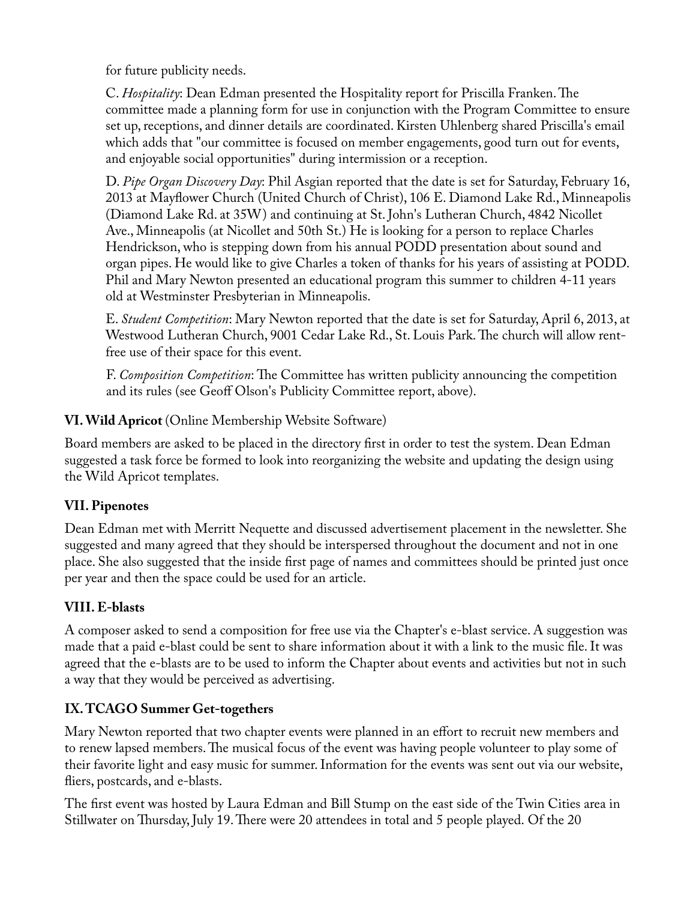for future publicity needs.

C. *Hospitality*: Dean Edman presented the Hospitality report for Priscilla Franken. The committee made a planning form for use in conjunction with the Program Committee to ensure set up, receptions, and dinner details are coordinated. Kirsten Uhlenberg shared Priscilla's email which adds that "our committee is focused on member engagements, good turn out for events, and enjoyable social opportunities" during intermission or a reception.

D. *Pipe Organ Discovery Day*: Phil Asgian reported that the date is set for Saturday, February 16, 2013 at Mayflower Church (United Church of Christ), 106 E. Diamond Lake Rd., Minneapolis (Diamond Lake Rd. at 35W) and continuing at St. John's Lutheran Church, 4842 Nicollet Ave., Minneapolis (at Nicollet and 50th St.) He is looking for a person to replace Charles Hendrickson, who is stepping down from his annual PODD presentation about sound and organ pipes. He would like to give Charles a token of thanks for his years of assisting at PODD. Phil and Mary Newton presented an educational program this summer to children 4-11 years old at Westminster Presbyterian in Minneapolis.

E. *Student Competition*: Mary Newton reported that the date is set for Saturday, April 6, 2013, at Westwood Lutheran Church, 9001 Cedar Lake Rd., St. Louis Park. The church will allow rent-free use of their space for this event.

F. *Composition Competition*: The Committee has written publicity announcing the competition and its rules (see Geoff Olson's Publicity Committee report, above).

### VI. Wild Apricot (Online Membership Website Software)

Board members are asked to be placed in the directory first in order to test the system. Dean Edman suggested a task force be formed to look into reorganizing the website and updating the design using the Wild Apricot templates.

### VII. Pipenotes

Dean Edman met with Merritt Nequette and discussed advertisement placement in the newsletter. She suggested and many agreed that they should be interspersed throughout the document and not in one place. She also suggested that the inside first page of names and committees should be printed just once per year and then the space could be used for an article.

### VIII. E-blasts

A composer asked to send a composition for free use via the Chapter's e-blast service. A suggestion was made that a paid e-blast could be sent to share information about it with a link to the music file. It was agreed that the e-blasts are to be used to inform the Chapter about events and activities but not in such a way that they would be perceived as advertising.

### IX. TCAGO Summer Get-togethers

Mary Newton reported that two chapter events were planned in an effort to recruit new members and to renew lapsed members. The musical focus of the event was having people volunteer to play some of their favorite light and easy music for summer. Information for the events was sent out via our website, fliers, postcards, and e-blasts.

The first event was hosted by Laura Edman and Bill Stump on the east side of the Twin Cities area in Stillwater on Thursday, July 19. There were 20 attendees in total and 5 people played. Of the 20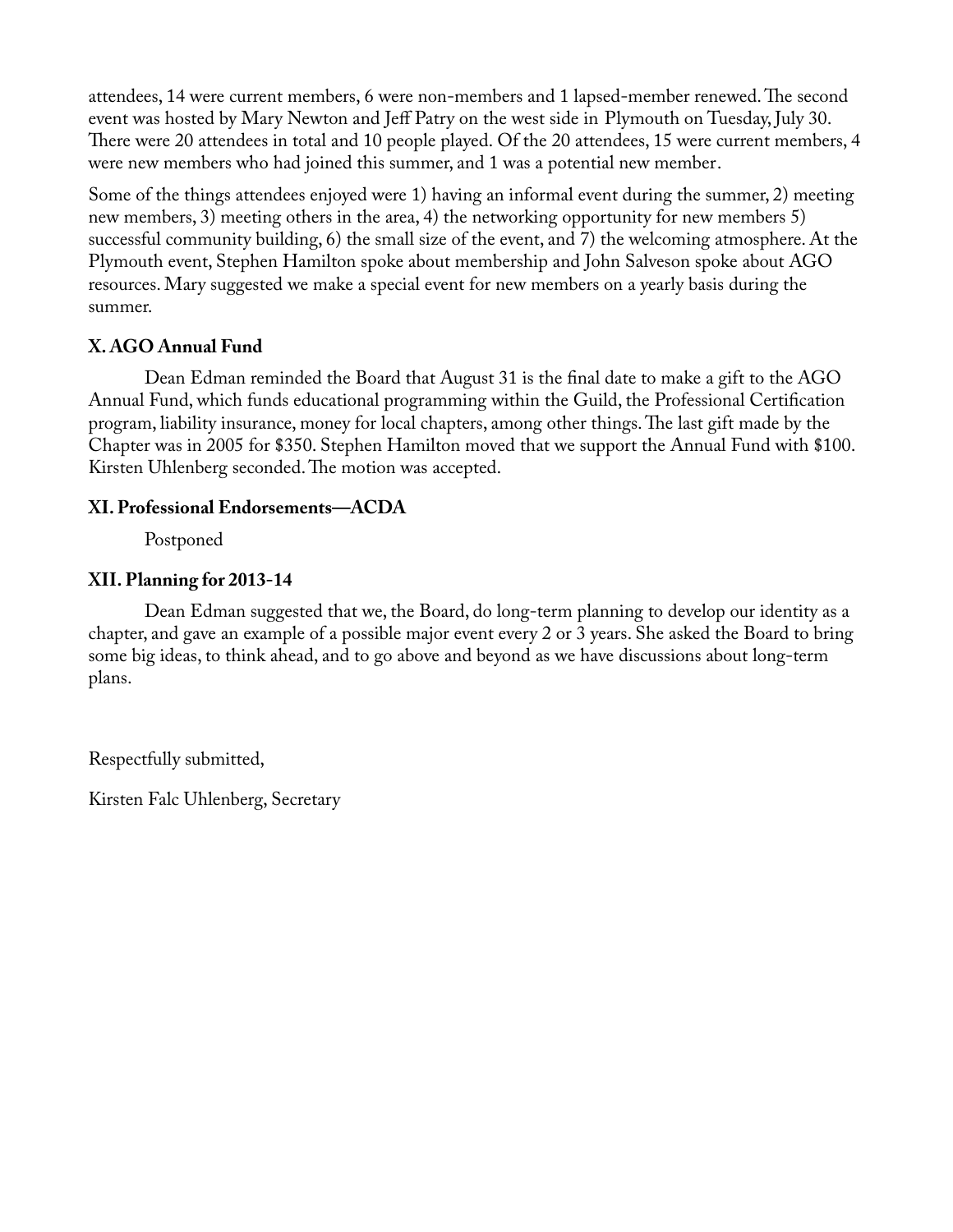attendees, 14 were current members, 6 were non-members and 1 lapsed-member renewed. The second event was hosted by Mary Newton and Jeff Patry on the west side in Plymouth on Tuesday, July 30. There were 20 attendees in total and 10 people played. Of the 20 attendees, 15 were current members, 4 were new members who had joined this summer, and 1 was a potential new member.

Some of the things attendees enjoyed were 1) having an informal event during the summer, 2) meeting new members, 3) meeting others in the area, 4) the networking opportunity for new members 5) successful community building, 6) the small size of the event, and 7) the welcoming atmosphere. At the Plymouth event, Stephen Hamilton spoke about membership and John Salveson spoke about AGO resources. Mary suggested we make a special event for new members on a yearly basis during the summer.

### X. AGO Annual Fund

Dean Edman reminded the Board that August 31 is the final date to make a gift to the AGO Annual Fund, which funds educational programming within the Guild, the Professional Certification program, liability insurance, money for local chapters, among other things. The last gift made by the Chapter was in 2005 for $350. Stephen Hamilton moved that we support the Annual Fund with $100. Kirsten Uhlenberg seconded. The motion was accepted.

### XI. Professional Endorsements—ACDA

Postponed

### XII. Planning for 2013-14

Dean Edman suggested that we, the Board, do long-term planning to develop our identity as a chapter, and gave an example of a possible major event every 2 or 3 years. She asked the Board to bring some big ideas, to think ahead, and to go above and beyond as we have discussions about long-term plans.

Respectfully submitted,

Kirsten Falc Uhlenberg, Secretary